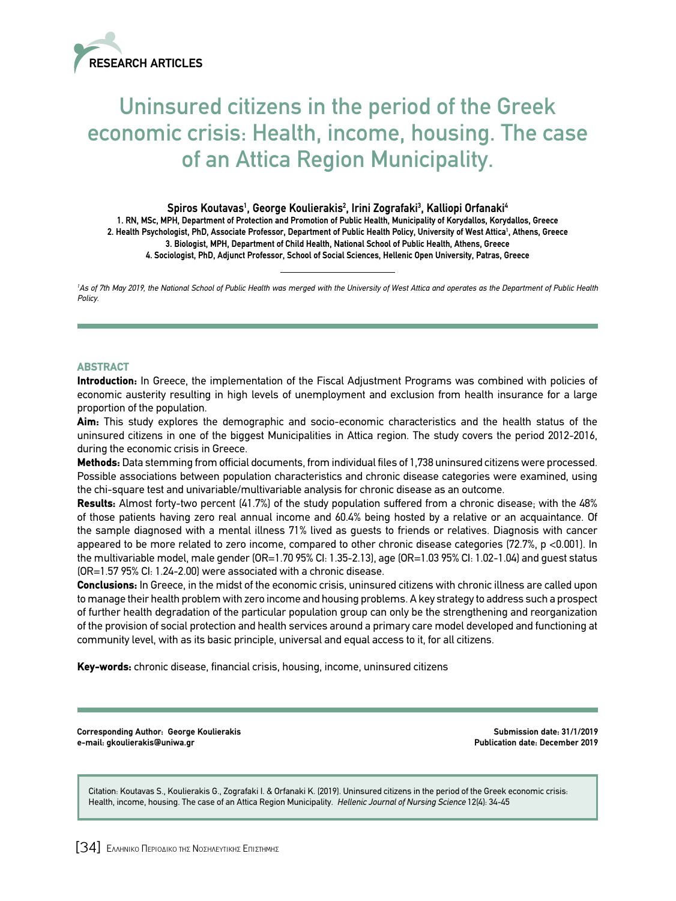RESEARCH ARTICLES

# Uninsured citizens in the period of the Greek economic crisis: Health, income, housing. The case of an Attica Region Municipality.

**Spiros Koutavas[1], George Koulierakis[2], Irini Zografaki[3], Kalliopi Orfanaki[4]**

1. RN, MSc, MPH, Department of Protection and Promotion of Public Health, Municipality of Korydallos, Korydallos, Greece
2. Health Psychologist, PhD, Associate Professor, Department of Public Health Policy, University of West Attica[1], Athens, Greece
3. Biologist, MPH, Department of Child Health, National School of Public Health, Athens, Greece
4. Sociologist, PhD, Adjunct Professor, School of Social Sciences, Hellenic Open University, Patras, Greece

*[1]As of 7th May 2019, the National School of Public Health was merged with the University of West Attica and operates as the Department of Public Health Policy.*

## ABSTRACT

**Introduction:** In Greece, the implementation of the Fiscal Adjustment Programs was combined with policies of economic austerity resulting in high levels of unemployment and exclusion from health insurance for a large proportion of the population.

**Aim:** This study explores the demographic and socio-economic characteristics and the health status of the uninsured citizens in one of the biggest Municipalities in Attica region. The study covers the period 2012-2016, during the economic crisis in Greece.

**Methods:** Data stemming from official documents, from individual files of 1,738 uninsured citizens were processed. Possible associations between population characteristics and chronic disease categories were examined, using the chi-square test and univariable/multivariable analysis for chronic disease as an outcome.

**Results:** Almost forty-two percent (41.7%) of the study population suffered from a chronic disease; with the 48% of those patients having zero real annual income and 60.4% being hosted by a relative or an acquaintance. Of the sample diagnosed with a mental illness 71% lived as guests to friends or relatives. Diagnosis with cancer appeared to be more related to zero income, compared to other chronic disease categories (72.7%, $p < 0.001$). In the multivariable model, male gender (OR=1.70 95% CI: 1.35-2.13), age (OR=1.03 95% CI: 1.02-1.04) and guest status (OR=1.57 95% CI: 1.24-2.00) were associated with a chronic disease.

**Conclusions:** In Greece, in the midst of the economic crisis, uninsured citizens with chronic illness are called upon to manage their health problem with zero income and housing problems. A key strategy to address such a prospect of further health degradation of the particular population group can only be the strengthening and reorganization of the provision of social protection and health services around a primary care model developed and functioning at community level, with as its basic principle, universal and equal access to it, for all citizens.

**Key-words:** chronic disease, financial crisis, housing, income, uninsured citizens

**Corresponding Author:** George Koulierakis
**e-mail:** gkoulierakis@uniwa.gr

**Submission date:** 31/1/2019
**Publication date:** December 2019

Citation: Koutavas S., Koulierakis G., Zografaki I. & Orfanaki K. (2019). Uninsured citizens in the period of the Greek economic crisis: Health, income, housing. The case of an Attica Region Municipality. *Hellenic Journal of Nursing Science* 12(4): 34-45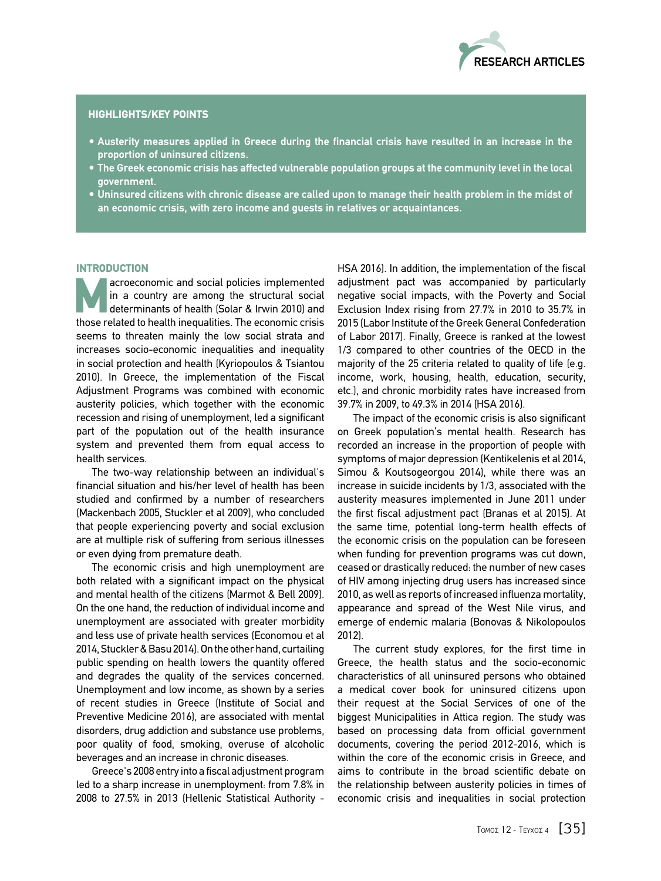#### HIGHLIGHTS/KEY POINTS

- Austerity measures applied in Greece during the financial crisis have resulted in an increase in the proportion of uninsured citizens.
- The Greek economic crisis has affected vulnerable population groups at the community level in the local government.
- Uninsured citizens with chronic disease are called upon to manage their health problem in the midst of an economic crisis, with zero income and guests in relatives or acquaintances.

## INTRODUCTION

Macroeconomic and social policies implemented in a country are among the structural social determinants of health (Solar & Irwin 2010) and those related to health inequalities. The economic crisis seems to threaten mainly the low social strata and increases socio-economic inequalities and inequality in social protection and health (Kyriopoulos & Tsiantou 2010). In Greece, the implementation of the Fiscal Adjustment Programs was combined with economic austerity policies, which together with the economic recession and rising of unemployment, led a significant part of the population out of the health insurance system and prevented them from equal access to health services.

The two-way relationship between an individual's financial situation and his/her level of health has been studied and confirmed by a number of researchers (Mackenbach 2005, Stuckler et al 2009), who concluded that people experiencing poverty and social exclusion are at multiple risk of suffering from serious illnesses or even dying from premature death.

The economic crisis and high unemployment are both related with a significant impact on the physical and mental health of the citizens (Marmot & Bell 2009). On the one hand, the reduction of individual income and unemployment are associated with greater morbidity and less use of private health services (Economou et al 2014, Stuckler & Basu 2014). On the other hand, curtailing public spending on health lowers the quantity offered and degrades the quality of the services concerned. Unemployment and low income, as shown by a series of recent studies in Greece (Institute of Social and Preventive Medicine 2016), are associated with mental disorders, drug addiction and substance use problems, poor quality of food, smoking, overuse of alcoholic beverages and an increase in chronic diseases.

Greece's 2008 entry into a fiscal adjustment program led to a sharp increase in unemployment: from 7.8% in 2008 to 27.5% in 2013 (Hellenic Statistical Authority - HSA 2016). In addition, the implementation of the fiscal adjustment pact was accompanied by particularly negative social impacts, with the Poverty and Social Exclusion Index rising from 27.7% in 2010 to 35.7% in 2015 (Labor Institute of the Greek General Confederation of Labor 2017). Finally, Greece is ranked at the lowest 1/3 compared to other countries of the OECD in the majority of the 25 criteria related to quality of life (e.g. income, work, housing, health, education, security, etc.), and chronic morbidity rates have increased from 39.7% in 2009, to 49.3% in 2014 (HSA 2016).

The impact of the economic crisis is also significant on Greek population's mental health. Research has recorded an increase in the proportion of people with symptoms of major depression (Kentikelenis et al 2014, Simou & Koutsogeorgou 2014), while there was an increase in suicide incidents by 1/3, associated with the austerity measures implemented in June 2011 under the first fiscal adjustment pact (Branas et al 2015). At the same time, potential long-term health effects of the economic crisis on the population can be foreseen when funding for prevention programs was cut down, ceased or drastically reduced: the number of new cases of HIV among injecting drug users has increased since 2010, as well as reports of increased influenza mortality, appearance and spread of the West Nile virus, and emerge of endemic malaria (Bonovas & Nikolopoulos 2012).

The current study explores, for the first time in Greece, the health status and the socio-economic characteristics of all uninsured persons who obtained a medical cover book for uninsured citizens upon their request at the Social Services of one of the biggest Municipalities in Attica region. The study was based on processing data from official government documents, covering the period 2012-2016, which is within the core of the economic crisis in Greece, and aims to contribute in the broad scientific debate on the relationship between austerity policies in times of economic crisis and inequalities in social protection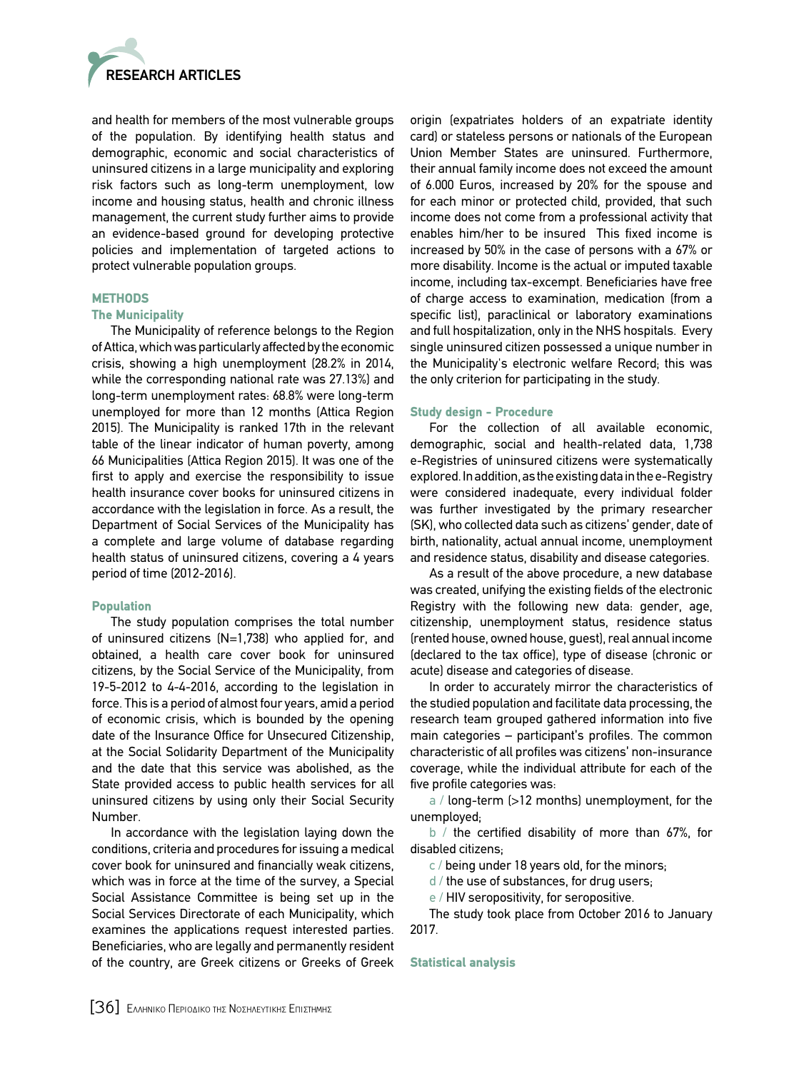and health for members of the most vulnerable groups of the population. By identifying health status and demographic, economic and social characteristics of uninsured citizens in a large municipality and exploring risk factors such as long-term unemployment, low income and housing status, health and chronic illness management, the current study further aims to provide an evidence-based ground for developing protective policies and implementation of targeted actions to protect vulnerable population groups.

## METHODS

### The Municipality

The Municipality of reference belongs to the Region of Attica, which was particularly affected by the economic crisis, showing a high unemployment (28.2% in 2014, while the corresponding national rate was 27.13%) and long-term unemployment rates: 68.8% were long-term unemployed for more than 12 months (Attica Region 2015). The Municipality is ranked 17th in the relevant table of the linear indicator of human poverty, among 66 Municipalities (Attica Region 2015). It was one of the first to apply and exercise the responsibility to issue health insurance cover books for uninsured citizens in accordance with the legislation in force. As a result, the Department of Social Services of the Municipality has a complete and large volume of database regarding health status of uninsured citizens, covering a 4 years period of time (2012-2016).

### Population

The study population comprises the total number of uninsured citizens (N=1,738) who applied for, and obtained, a health care cover book for uninsured citizens, by the Social Service of the Municipality, from 19-5-2012 to 4-4-2016, according to the legislation in force. This is a period of almost four years, amid a period of economic crisis, which is bounded by the opening date of the Insurance Office for Unsecured Citizenship, at the Social Solidarity Department of the Municipality and the date that this service was abolished, as the State provided access to public health services for all uninsured citizens by using only their Social Security Number.

In accordance with the legislation laying down the conditions, criteria and procedures for issuing a medical cover book for uninsured and financially weak citizens, which was in force at the time of the survey, a Special Social Assistance Committee is being set up in the Social Services Directorate of each Municipality, which examines the applications request interested parties. Beneficiaries, who are legally and permanently resident of the country, are Greek citizens or Greeks of Greek origin (expatriates holders of an expatriate identity card) or stateless persons or nationals of the European Union Member States are uninsured. Furthermore, their annual family income does not exceed the amount of 6.000 Euros, increased by 20% for the spouse and for each minor or protected child, provided, that such income does not come from a professional activity that enables him/her to be insured This fixed income is increased by 50% in the case of persons with a 67% or more disability. Income is the actual or imputed taxable income, including tax-excempt. Beneficiaries have free of charge access to examination, medication (from a specific list), paraclinical or laboratory examinations and full hospitalization, only in the NHS hospitals. Every single uninsured citizen possessed a unique number in the Municipality's electronic welfare Record; this was the only criterion for participating in the study.

### Study design - Procedure

For the collection of all available economic, demographic, social and health-related data, 1,738 e-Registries of uninsured citizens were systematically explored. In addition, as the existing data in the e-Registry were considered inadequate, every individual folder was further investigated by the primary researcher (SK), who collected data such as citizens' gender, date of birth, nationality, actual annual income, unemployment and residence status, disability and disease categories.

As a result of the above procedure, a new database was created, unifying the existing fields of the electronic Registry with the following new data: gender, age, citizenship, unemployment status, residence status (rented house, owned house, guest), real annual income (declared to the tax office), type of disease (chronic or acute) disease and categories of disease.

In order to accurately mirror the characteristics of the studied population and facilitate data processing, the research team grouped gathered information into five main categories – participant's profiles. The common characteristic of all profiles was citizens' non-insurance coverage, while the individual attribute for each of the five profile categories was:

a / long-term (>12 months) unemployment, for the unemployed;

b / the certified disability of more than 67%, for disabled citizens;

c / being under 18 years old, for the minors;

d / the use of substances, for drug users;

e / HIV seropositivity, for seropositive.

The study took place from October 2016 to January 2017.

### Statistical analysis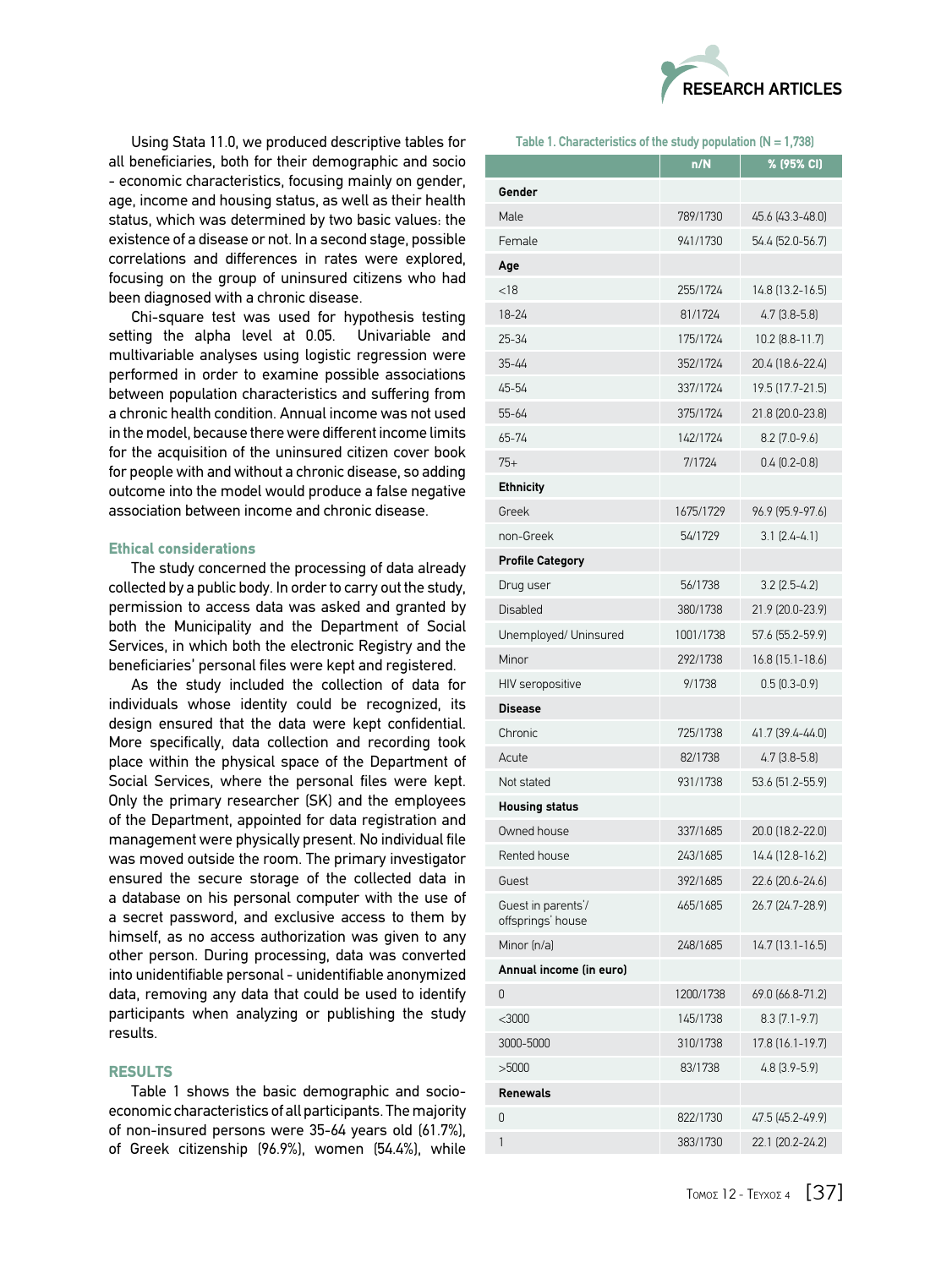Using Stata 11.0, we produced descriptive tables for all beneficiaries, both for their demographic and socio - economic characteristics, focusing mainly on gender, age, income and housing status, as well as their health status, which was determined by two basic values: the existence of a disease or not. In a second stage, possible correlations and differences in rates were explored, focusing on the group of uninsured citizens who had been diagnosed with a chronic disease.

Chi-square test was used for hypothesis testing setting the alpha level at 0.05. Univariable and multivariable analyses using logistic regression were performed in order to examine possible associations between population characteristics and suffering from a chronic health condition. Annual income was not used in the model, because there were different income limits for the acquisition of the uninsured citizen cover book for people with and without a chronic disease, so adding outcome into the model would produce a false negative association between income and chronic disease.

### Ethical considerations

The study concerned the processing of data already collected by a public body. In order to carry out the study, permission to access data was asked and granted by both the Municipality and the Department of Social Services, in which both the electronic Registry and the beneficiaries' personal files were kept and registered.

As the study included the collection of data for individuals whose identity could be recognized, its design ensured that the data were kept confidential. More specifically, data collection and recording took place within the physical space of the Department of Social Services, where the personal files were kept. Only the primary researcher (SK) and the employees of the Department, appointed for data registration and management were physically present. No individual file was moved outside the room. The primary investigator ensured the secure storage of the collected data in a database on his personal computer with the use of a secret password, and exclusive access to them by himself, as no access authorization was given to any other person. During processing, data was converted into unidentifiable personal - unidentifiable anonymized data, removing any data that could be used to identify participants when analyzing or publishing the study results.

## RESULTS

Table 1 shows the basic demographic and socio-economic characteristics of all participants. The majority of non-insured persons were 35-64 years old (61.7%), of Greek citizenship (96.9%), women (54.4%), while

Table 1. Characteristics of the study population (N = 1,738)

| | n/N | % (95% CI) |
|---|---|---|
| **Gender** | | |
| Male | 789/1730 | 45.6 (43.3-48.0) |
| Female | 941/1730 | 54.4 (52.0-56.7) |
| **Age** | | |
| <18 | 255/1724 | 14.8 (13.2-16.5) |
| 18-24 | 81/1724 | 4.7 (3.8-5.8) |
| 25-34 | 175/1724 | 10.2 (8.8-11.7) |
| 35-44 | 352/1724 | 20.4 (18.6-22.4) |
| 45-54 | 337/1724 | 19.5 (17.7-21.5) |
| 55-64 | 375/1724 | 21.8 (20.0-23.8) |
| 65-74 | 142/1724 | 8.2 (7.0-9.6) |
| 75+ | 7/1724 | 0.4 (0.2-0.8) |
| **Ethnicity** | | |
| Greek | 1675/1729 | 96.9 (95.9-97.6) |
| non-Greek | 54/1729 | 3.1 (2.4-4.1) |
| **Profile Category** | | |
| Drug user | 56/1738 | 3.2 (2.5-4.2) |
| Disabled | 380/1738 | 21.9 (20.0-23.9) |
| Unemployed/ Uninsured | 1001/1738 | 57.6 (55.2-59.9) |
| Minor | 292/1738 | 16.8 (15.1-18.6) |
| HIV seropositive | 9/1738 | 0.5 (0.3-0.9) |
| **Disease** | | |
| Chronic | 725/1738 | 41.7 (39.4-44.0) |
| Acute | 82/1738 | 4.7 (3.8-5.8) |
| Not stated | 931/1738 | 53.6 (51.2-55.9) |
| **Housing status** | | |
| Owned house | 337/1685 | 20.0 (18.2-22.0) |
| Rented house | 243/1685 | 14.4 (12.8-16.2) |
| Guest | 392/1685 | 22.6 (20.6-24.6) |
| Guest in parents'/ offsprings' house | 465/1685 | 26.7 (24.7-28.9) |
| Minor (n/a) | 248/1685 | 14.7 (13.1-16.5) |
| **Annual income (in euro)** | | |
| 0 | 1200/1738 | 69.0 (66.8-71.2) |
| <3000 | 145/1738 | 8.3 (7.1-9.7) |
| 3000-5000 | 310/1738 | 17.8 (16.1-19.7) |
| >5000 | 83/1738 | 4.8 (3.9-5.9) |
| **Renewals** | | |
| 0 | 822/1730 | 47.5 (45.2-49.9) |
| 1 | 383/1730 | 22.1 (20.2-24.2) |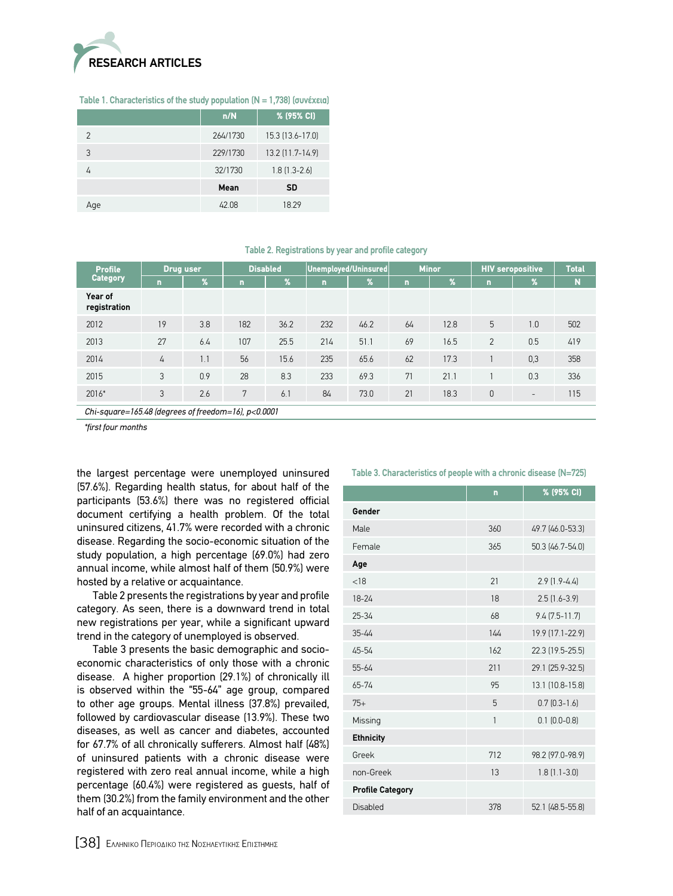Table 1. Characteristics of the study population (N = 1,738) (συνέχεια)

| | n/N | % (95% CI) |
|---|---|---|
| 2 | 264/1730 | 15.3 (13.6-17.0) |
| 3 | 229/1730 | 13.2 (11.7-14.9) |
| 4 | 32/1730 | 1.8 (1.3-2.6) |
| | **Mean** | **SD** |
| Age | 42.08 | 18.29 |

Table 2. Registrations by year and profile category

| Profile Category | Drug user | | Disabled | | Unemployed/Uninsured | | Minor | | HIV seropositive | | Total |
|---|---|---|---|---|---|---|---|---|---|---|---|
| | n | % | n | % | n | % | n | % | n | % | N |
| **Year of registration** | | | | | | | | | | | |
| 2012 | 19 | 3.8 | 182 | 36.2 | 232 | 46.2 | 64 | 12.8 | 5 | 1.0 | 502 |
| 2013 | 27 | 6.4 | 107 | 25.5 | 214 | 51.1 | 69 | 16.5 | 2 | 0.5 | 419 |
| 2014 | 4 | 1.1 | 56 | 15.6 | 235 | 65.6 | 62 | 17.3 | 1 | 0,3 | 358 |
| 2015 | 3 | 0.9 | 28 | 8.3 | 233 | 69.3 | 71 | 21.1 | 1 | 0.3 | 336 |
| 2016* | 3 | 2.6 | 7 | 6.1 | 84 | 73.0 | 21 | 18.3 | 0 | - | 115 |

*Chi-square=165.48 (degrees of freedom=16), p<0.0001*

*first four months

the largest percentage were unemployed uninsured (57.6%). Regarding health status, for about half of the participants (53.6%) there was no registered official document certifying a health problem. Of the total uninsured citizens, 41.7% were recorded with a chronic disease. Regarding the socio-economic situation of the study population, a high percentage (69.0%) had zero annual income, while almost half of them (50.9%) were hosted by a relative or acquaintance.

Table 2 presents the registrations by year and profile category. As seen, there is a downward trend in total new registrations per year, while a significant upward trend in the category of unemployed is observed.

Table 3 presents the basic demographic and socio-economic characteristics of only those with a chronic disease. A higher proportion (29.1%) of chronically ill is observed within the "55-64" age group, compared to other age groups. Mental illness (37.8%) prevailed, followed by cardiovascular disease (13.9%). These two diseases, as well as cancer and diabetes, accounted for 67.7% of all chronically sufferers. Almost half (48%) of uninsured patients with a chronic disease were registered with zero real annual income, while a high percentage (60.4%) were registered as guests, half of them (30.2%) from the family environment and the other half of an acquaintance.

Table 3. Characteristics of people with a chronic disease (N=725)

| | n | % (95% CI) |
|---|---|---|
| **Gender** | | |
| Male | 360 | 49.7 (46.0-53.3) |
| Female | 365 | 50.3 (46.7-54.0) |
| **Age** | | |
| <18 | 21 | 2.9 (1.9-4.4) |
| 18-24 | 18 | 2.5 (1.6-3.9) |
| 25-34 | 68 | 9.4 (7.5-11.7) |
| 35-44 | 144 | 19.9 (17.1-22.9) |
| 45-54 | 162 | 22.3 (19.5-25.5) |
| 55-64 | 211 | 29.1 (25.9-32.5) |
| 65-74 | 95 | 13.1 (10.8-15.8) |
| 75+ | 5 | 0.7 (0.3-1.6) |
| Missing | 1 | 0.1 (0.0-0.8) |
| **Ethnicity** | | |
| Greek | 712 | 98.2 (97.0-98.9) |
| non-Greek | 13 | 1.8 (1.1-3.0) |
| **Profile Category** | | |
| Disabled | 378 | 52.1 (48.5-55.8) |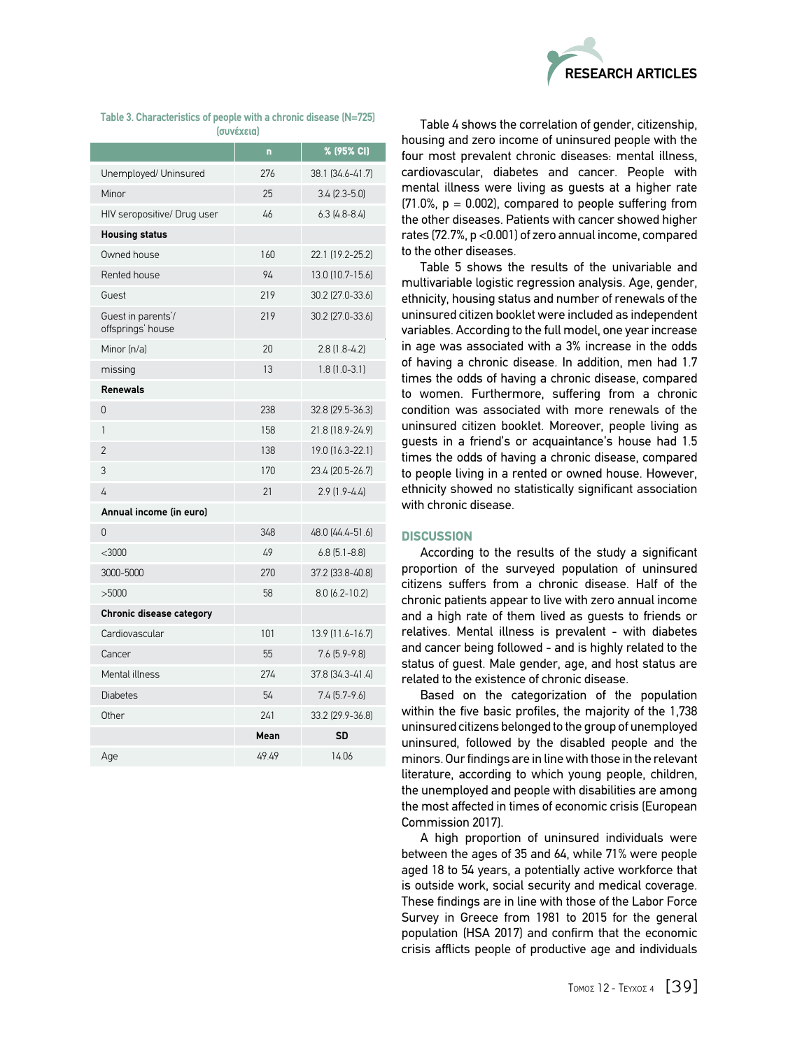**Table 3. Characteristics of people with a chronic disease (N=725) (συνέχεια)**

| | n | % (95% CI) |
|---|---|---|
| Unemployed/ Uninsured | 276 | 38.1 (34.6-41.7) |
| Minor | 25 | 3.4 (2.3-5.0) |
| HIV seropositive/ Drug user | 46 | 6.3 (4.8-8.4) |
| **Housing status** | | |
| Owned house | 160 | 22.1 (19.2-25.2) |
| Rented house | 94 | 13.0 (10.7-15.6) |
| Guest | 219 | 30.2 (27.0-33.6) |
| Guest in parents'/ offsprings' house | 219 | 30.2 (27.0-33.6) |
| Minor (n/a) | 20 | 2.8 (1.8-4.2) |
| missing | 13 | 1.8 (1.0-3.1) |
| **Renewals** | | |
| 0 | 238 | 32.8 (29.5-36.3) |
| 1 | 158 | 21.8 (18.9-24.9) |
| 2 | 138 | 19.0 (16.3-22.1) |
| 3 | 170 | 23.4 (20.5-26.7) |
| 4 | 21 | 2.9 (1.9-4.4) |
| **Annual income (in euro)** | | |
| 0 | 348 | 48.0 (44.4-51.6) |
| <3000 | 49 | 6.8 (5.1-8.8) |
| 3000-5000 | 270 | 37.2 (33.8-40.8) |
| >5000 | 58 | 8.0 (6.2-10.2) |
| **Chronic disease category** | | |
| Cardiovascular | 101 | 13.9 (11.6-16.7) |
| Cancer | 55 | 7.6 (5.9-9.8) |
| Mental illness | 274 | 37.8 (34.3-41.4) |
| Diabetes | 54 | 7.4 (5.7-9.6) |
| Other | 241 | 33.2 (29.9-36.8) |
| | **Mean** | **SD** |
| Age | 49.49 | 14.06 |

Table 4 shows the correlation of gender, citizenship, housing and zero income of uninsured people with the four most prevalent chronic diseases: mental illness, cardiovascular, diabetes and cancer. People with mental illness were living as guests at a higher rate (71.0%, p = 0.002), compared to people suffering from the other diseases. Patients with cancer showed higher rates (72.7%, p <0.001) of zero annual income, compared to the other diseases.

Table 5 shows the results of the univariable and multivariable logistic regression analysis. Age, gender, ethnicity, housing status and number of renewals of the uninsured citizen booklet were included as independent variables. According to the full model, one year increase in age was associated with a 3% increase in the odds of having a chronic disease. In addition, men had 1.7 times the odds of having a chronic disease, compared to women. Furthermore, suffering from a chronic condition was associated with more renewals of the uninsured citizen booklet. Moreover, people living as guests in a friend's or acquaintance's house had 1.5 times the odds of having a chronic disease, compared to people living in a rented or owned house. However, ethnicity showed no statistically significant association with chronic disease.

## DISCUSSION

According to the results of the study a significant proportion of the surveyed population of uninsured citizens suffers from a chronic disease. Half of the chronic patients appear to live with zero annual income and a high rate of them lived as guests to friends or relatives. Mental illness is prevalent - with diabetes and cancer being followed - and is highly related to the status of guest. Male gender, age, and host status are related to the existence of chronic disease.

Based on the categorization of the population within the five basic profiles, the majority of the 1,738 uninsured citizens belonged to the group of unemployed uninsured, followed by the disabled people and the minors. Our findings are in line with those in the relevant literature, according to which young people, children, the unemployed and people with disabilities are among the most affected in times of economic crisis (European Commission 2017).

A high proportion of uninsured individuals were between the ages of 35 and 64, while 71% were people aged 18 to 54 years, a potentially active workforce that is outside work, social security and medical coverage. These findings are in line with those of the Labor Force Survey in Greece from 1981 to 2015 for the general population (HSA 2017) and confirm that the economic crisis afflicts people of productive age and individuals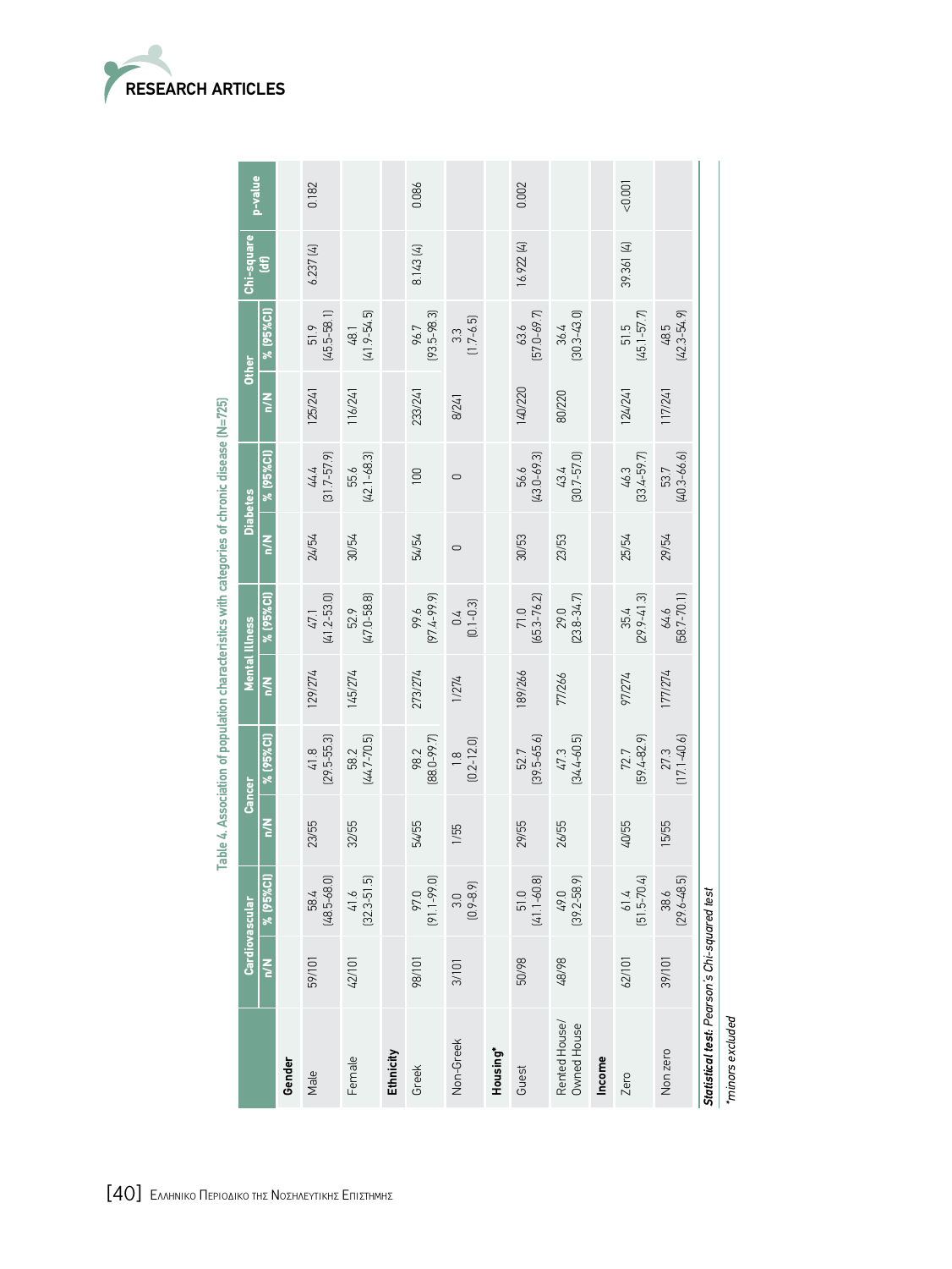Table 4. Association of population characteristics with categories of chronic disease (N=725)

| | Cardiovascular | | Cancer | | Mental Illness | | Diabetes | | Other | | Chi-square (df) | p-value |
|---|---|---|---|---|---|---|---|---|---|---|---|---|
| | n/N | % (95%CI) | n/N | % (95%CI) | n/N | % (95%CI) | n/N | % (95%CI) | n/N | % (95%CI) | | |
| **Gender** | | | | | | | | | | | | |
| Male | 59/101 | 58.4 (48.5-68.0) | 23/55 | 41.8 (29.5-55.3) | 129/274 | 47.1 (41.2-53.0) | 24/54 | 44.4 (31.7-57.9) | 125/241 | 51.9 (45.5-58.1) | 6.237 (4) | 0.182 |
| Female | 42/101 | 41.6 (32.3-51.5) | 32/55 | 58.2 (44.7-70.5) | 145/274 | 52.9 (47.0-58.8) | 30/54 | 55.6 (42.1-68.3) | 116/241 | 48.1 (41.9-54.5) | | |
| **Ethnicity** | | | | | | | | | | | | |
| Greek | 98/101 | 97.0 (91.1-99.0) | 54/55 | 98.2 (88.0-99.7) | 273/274 | 99.6 (97.4-99.9) | 54/54 | 100 | 233/241 | 96.7 (93.5-98.3) | 8.143 (4) | 0.086 |
| Non-Greek | 3/101 | 3.0 (0.9-8.9) | 1/55 | 1.8 (0.2-12.0) | 1/274 | 0.4 (0.1-0.3) | 0 | 0 | 8/241 | 3.3 (1.7-6.5) | | |
| **Housing*** | | | | | | | | | | | | |
| Guest | 50/98 | 51.0 (41.1-60.8) | 29/55 | 52.7 (39.5-65.6) | 189/266 | 71.0 (65.3-76.2) | 30/53 | 56.6 (43.0-69.3) | 140/220 | 63.6 (57.0-69.7) | 16.922 (4) | 0.002 |
| Rented House/ Owned House | 48/98 | 49.0 (39.2-58.9) | 26/55 | 47.3 (34.4-60.5) | 77/266 | 29.0 (23.8-34.7) | 23/53 | 43.4 (30.7-57.0) | 80/220 | 36.4 (30.3-43.0) | | |
| **Income** | | | | | | | | | | | | |
| Zero | 62/101 | 61.4 (51.5-70.4) | 40/55 | 72.7 (59.4-82.9) | 97/274 | 35.4 (29.9-41.3) | 25/54 | 46.3 (33.4-59.7) | 124/241 | 51.5 (45.1-57.7) | 39.361 (4) | <0.001 |
| Non zero | 39/101 | 38.6 (29.6-48.5) | 15/55 | 27.3 (17.1-40.6) | 177/274 | 64.6 (58.7-70.1) | 29/54 | 53.7 (40.3-66.6) | 117/241 | 48.5 (42.3-54.9) | | |

***Statistical test:** Pearson's Chi-squared test*

*\*minors excluded*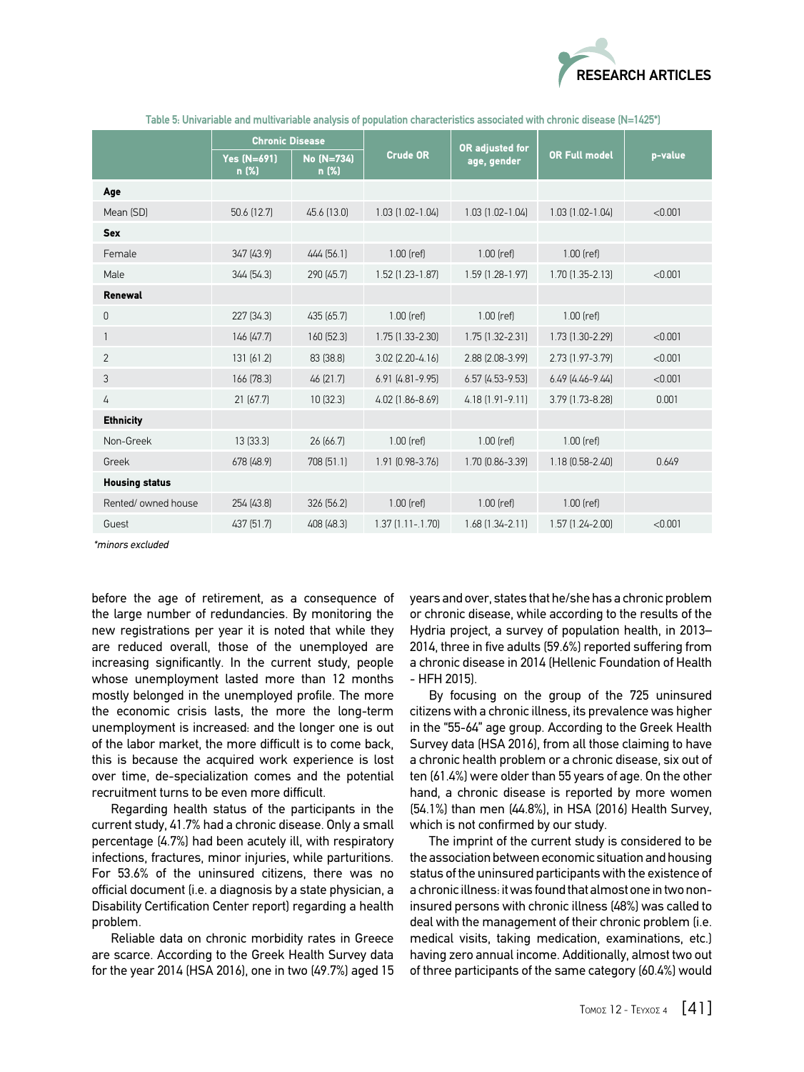Table 5: Univariable and multivariable analysis of population characteristics associated with chronic disease (N=1425*)

| | Chronic Disease | | Crude OR | OR adjusted for age, gender | OR Full model | p-value |
|---|---|---|---|---|---|---|
| | Yes (N=691) n (%) | No (N=734) n (%) | | | | |
| **Age** | | | | | | |
| Mean (SD) | 50.6 (12.7) | 45.6 (13.0) | 1.03 (1.02-1.04) | 1.03 (1.02-1.04) | 1.03 (1.02-1.04) | <0.001 |
| **Sex** | | | | | | |
| Female | 347 (43.9) | 444 (56.1) | 1.00 (ref) | 1.00 (ref) | 1.00 (ref) | |
| Male | 344 (54.3) | 290 (45.7) | 1.52 (1.23-1.87) | 1.59 (1.28-1.97) | 1.70 (1.35-2.13) | <0.001 |
| **Renewal** | | | | | | |
| 0 | 227 (34.3) | 435 (65.7) | 1.00 (ref) | 1.00 (ref) | 1.00 (ref) | |
| 1 | 146 (47.7) | 160 (52.3) | 1.75 (1.33-2.30) | 1.75 (1.32-2.31) | 1.73 (1.30-2.29) | <0.001 |
| 2 | 131 (61.2) | 83 (38.8) | 3.02 (2.20-4.16) | 2.88 (2.08-3.99) | 2.73 (1.97-3.79) | <0.001 |
| 3 | 166 (78.3) | 46 (21.7) | 6.91 (4.81-9.95) | 6.57 (4.53-9.53) | 6.49 (4.46-9.44) | <0.001 |
| 4 | 21 (67.7) | 10 (32.3) | 4.02 (1.86-8.69) | 4.18 (1.91-9.11) | 3.79 (1.73-8.28) | 0.001 |
| **Ethnicity** | | | | | | |
| Non-Greek | 13 (33.3) | 26 (66.7) | 1.00 (ref) | 1.00 (ref) | 1.00 (ref) | |
| Greek | 678 (48.9) | 708 (51.1) | 1.91 (0.98-3.76) | 1.70 (0.86-3.39) | 1.18 (0.58-2.40) | 0.649 |
| **Housing status** | | | | | | |
| Rented/ owned house | 254 (43.8) | 326 (56.2) | 1.00 (ref) | 1.00 (ref) | 1.00 (ref) | |
| Guest | 437 (51.7) | 408 (48.3) | 1.37 (1.11-.1.70) | 1.68 (1.34-2.11) | 1.57 (1.24-2.00) | <0.001 |

*\*minors excluded*

before the age of retirement, as a consequence of the large number of redundancies. By monitoring the new registrations per year it is noted that while they are reduced overall, those of the unemployed are increasing significantly. In the current study, people whose unemployment lasted more than 12 months mostly belonged in the unemployed profile. The more the economic crisis lasts, the more the long-term unemployment is increased: and the longer one is out of the labor market, the more difficult is to come back, this is because the acquired work experience is lost over time, de-specialization comes and the potential recruitment turns to be even more difficult.

Regarding health status of the participants in the current study, 41.7% had a chronic disease. Only a small percentage (4.7%) had been acutely ill, with respiratory infections, fractures, minor injuries, while parturitions. For 53.6% of the uninsured citizens, there was no official document (i.e. a diagnosis by a state physician, a Disability Certification Center report) regarding a health problem.

Reliable data on chronic morbidity rates in Greece are scarce. According to the Greek Health Survey data for the year 2014 (HSA 2016), one in two (49.7%) aged 15 years and over, states that he/she has a chronic problem or chronic disease, while according to the results of the Hydria project, a survey of population health, in 2013–2014, three in five adults (59.6%) reported suffering from a chronic disease in 2014 (Hellenic Foundation of Health - HFH 2015).

By focusing on the group of the 725 uninsured citizens with a chronic illness, its prevalence was higher in the "55-64" age group. According to the Greek Health Survey data (HSA 2016), from all those claiming to have a chronic health problem or a chronic disease, six out of ten (61.4%) were older than 55 years of age. On the other hand, a chronic disease is reported by more women (54.1%) than men (44.8%), in HSA (2016) Health Survey, which is not confirmed by our study.

The imprint of the current study is considered to be the association between economic situation and housing status of the uninsured participants with the existence of a chronic illness: it was found that almost one in two non-insured persons with chronic illness (48%) was called to deal with the management of their chronic problem (i.e. medical visits, taking medication, examinations, etc.) having zero annual income. Additionally, almost two out of three participants of the same category (60.4%) would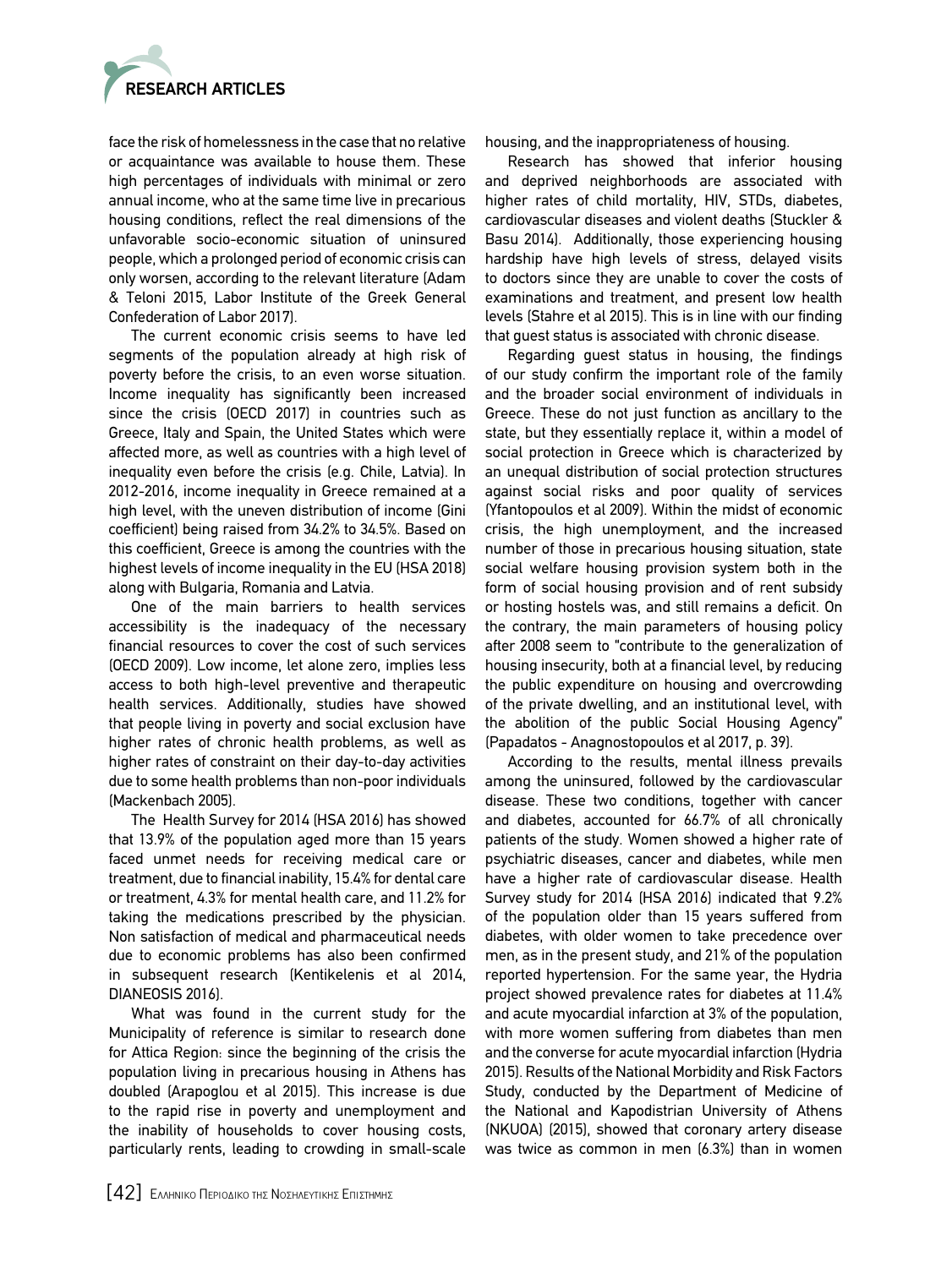face the risk of homelessness in the case that no relative or acquaintance was available to house them. These high percentages of individuals with minimal or zero annual income, who at the same time live in precarious housing conditions, reflect the real dimensions of the unfavorable socio-economic situation of uninsured people, which a prolonged period of economic crisis can only worsen, according to the relevant literature (Adam & Teloni 2015, Labor Institute of the Greek General Confederation of Labor 2017).

The current economic crisis seems to have led segments of the population already at high risk of poverty before the crisis, to an even worse situation. Income inequality has significantly been increased since the crisis (OECD 2017) in countries such as Greece, Italy and Spain, the United States which were affected more, as well as countries with a high level of inequality even before the crisis (e.g. Chile, Latvia). In 2012-2016, income inequality in Greece remained at a high level, with the uneven distribution of income (Gini coefficient) being raised from 34.2% to 34.5%. Based on this coefficient, Greece is among the countries with the highest levels of income inequality in the EU (HSA 2018) along with Bulgaria, Romania and Latvia.

One of the main barriers to health services accessibility is the inadequacy of the necessary financial resources to cover the cost of such services (OECD 2009). Low income, let alone zero, implies less access to both high-level preventive and therapeutic health services. Additionally, studies have showed that people living in poverty and social exclusion have higher rates of chronic health problems, as well as higher rates of constraint on their day-to-day activities due to some health problems than non-poor individuals (Mackenbach 2005).

The Health Survey for 2014 (HSA 2016) has showed that 13.9% of the population aged more than 15 years faced unmet needs for receiving medical care or treatment, due to financial inability, 15.4% for dental care or treatment, 4.3% for mental health care, and 11.2% for taking the medications prescribed by the physician. Non satisfaction of medical and pharmaceutical needs due to economic problems has also been confirmed in subsequent research (Kentikelenis et al 2014, DIANEOSIS 2016).

What was found in the current study for the Municipality of reference is similar to research done for Attica Region: since the beginning of the crisis the population living in precarious housing in Athens has doubled (Arapoglou et al 2015). This increase is due to the rapid rise in poverty and unemployment and the inability of households to cover housing costs, particularly rents, leading to crowding in small-scale housing, and the inappropriateness of housing.

Research has showed that inferior housing and deprived neighborhoods are associated with higher rates of child mortality, HIV, STDs, diabetes, cardiovascular diseases and violent deaths (Stuckler & Basu 2014). Additionally, those experiencing housing hardship have high levels of stress, delayed visits to doctors since they are unable to cover the costs of examinations and treatment, and present low health levels (Stahre et al 2015). This is in line with our finding that guest status is associated with chronic disease.

Regarding guest status in housing, the findings of our study confirm the important role of the family and the broader social environment of individuals in Greece. These do not just function as ancillary to the state, but they essentially replace it, within a model of social protection in Greece which is characterized by an unequal distribution of social protection structures against social risks and poor quality of services (Yfantopoulos et al 2009). Within the midst of economic crisis, the high unemployment, and the increased number of those in precarious housing situation, state social welfare housing provision system both in the form of social housing provision and of rent subsidy or hosting hostels was, and still remains a deficit. On the contrary, the main parameters of housing policy after 2008 seem to "contribute to the generalization of housing insecurity, both at a financial level, by reducing the public expenditure on housing and overcrowding of the private dwelling, and an institutional level, with the abolition of the public Social Housing Agency" (Papadatos - Anagnostopoulos et al 2017, p. 39).

According to the results, mental illness prevails among the uninsured, followed by the cardiovascular disease. These two conditions, together with cancer and diabetes, accounted for 66.7% of all chronically patients of the study. Women showed a higher rate of psychiatric diseases, cancer and diabetes, while men have a higher rate of cardiovascular disease. Health Survey study for 2014 (HSA 2016) indicated that 9.2% of the population older than 15 years suffered from diabetes, with older women to take precedence over men, as in the present study, and 21% of the population reported hypertension. For the same year, the Hydria project showed prevalence rates for diabetes at 11.4% and acute myocardial infarction at 3% of the population, with more women suffering from diabetes than men and the converse for acute myocardial infarction (Hydria 2015). Results of the National Morbidity and Risk Factors Study, conducted by the Department of Medicine of the National and Kapodistrian University of Athens (NKUOA) (2015), showed that coronary artery disease was twice as common in men (6.3%) than in women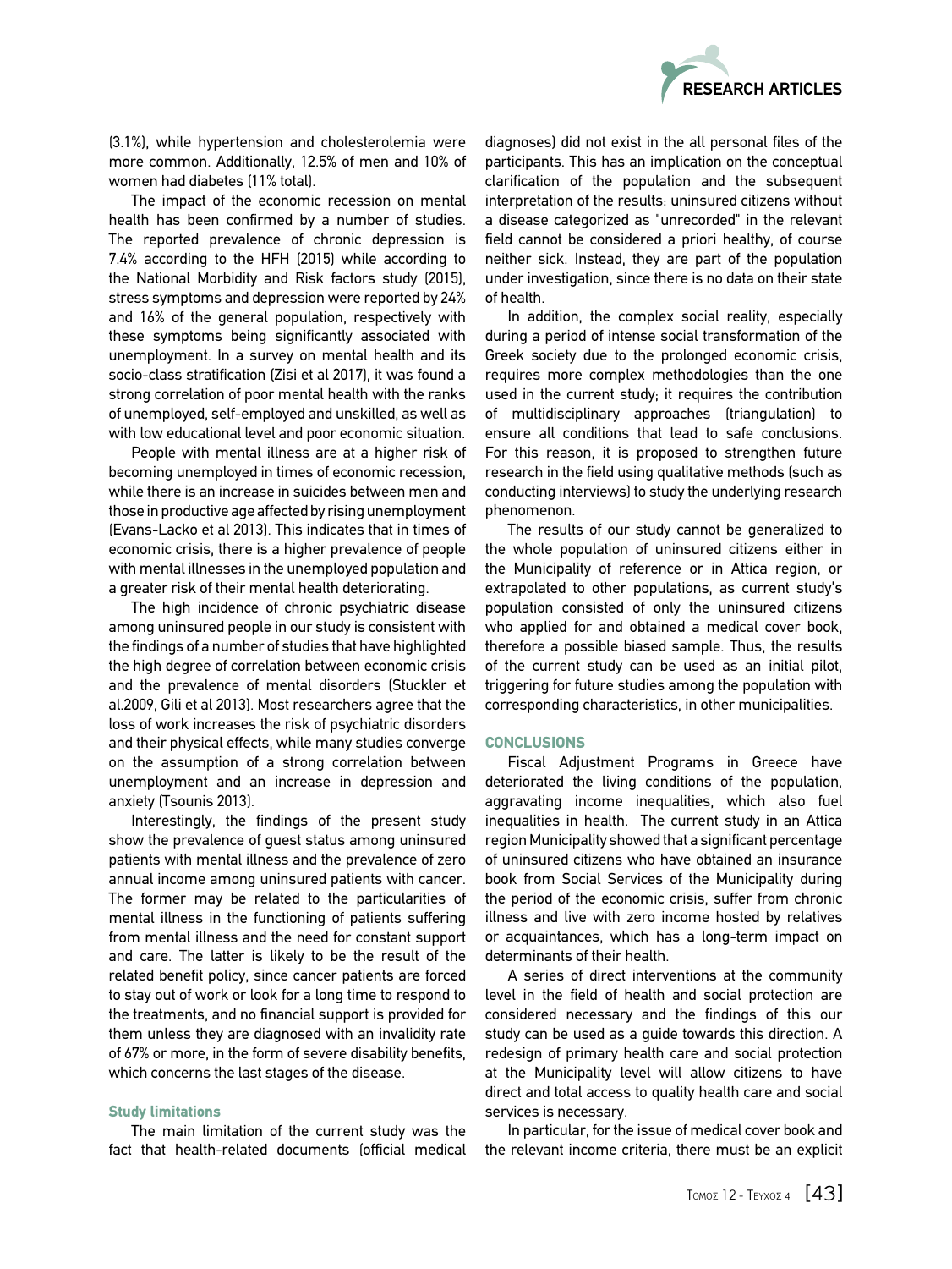(3.1%), while hypertension and cholesterolemia were more common. Additionally, 12.5% of men and 10% of women had diabetes (11% total).

The impact of the economic recession on mental health has been confirmed by a number of studies. The reported prevalence of chronic depression is 7.4% according to the HFH (2015) while according to the National Morbidity and Risk factors study (2015), stress symptoms and depression were reported by 24% and 16% of the general population, respectively with these symptoms being significantly associated with unemployment. In a survey on mental health and its socio-class stratification (Zisi et al 2017), it was found a strong correlation of poor mental health with the ranks of unemployed, self-employed and unskilled, as well as with low educational level and poor economic situation.

People with mental illness are at a higher risk of becoming unemployed in times of economic recession, while there is an increase in suicides between men and those in productive age affected by rising unemployment (Evans-Lacko et al 2013). This indicates that in times of economic crisis, there is a higher prevalence of people with mental illnesses in the unemployed population and a greater risk of their mental health deteriorating.

The high incidence of chronic psychiatric disease among uninsured people in our study is consistent with the findings of a number of studies that have highlighted the high degree of correlation between economic crisis and the prevalence of mental disorders (Stuckler et al.2009, Gili et al 2013). Most researchers agree that the loss of work increases the risk of psychiatric disorders and their physical effects, while many studies converge on the assumption of a strong correlation between unemployment and an increase in depression and anxiety (Tsounis 2013).

Interestingly, the findings of the present study show the prevalence of guest status among uninsured patients with mental illness and the prevalence of zero annual income among uninsured patients with cancer. The former may be related to the particularities of mental illness in the functioning of patients suffering from mental illness and the need for constant support and care. The latter is likely to be the result of the related benefit policy, since cancer patients are forced to stay out of work or look for a long time to respond to the treatments, and no financial support is provided for them unless they are diagnosed with an invalidity rate of 67% or more, in the form of severe disability benefits, which concerns the last stages of the disease.

### Study limitations

The main limitation of the current study was the fact that health-related documents (official medical diagnoses) did not exist in the all personal files of the participants. This has an implication on the conceptual clarification of the population and the subsequent interpretation of the results: uninsured citizens without a disease categorized as "unrecorded" in the relevant field cannot be considered a priori healthy, of course neither sick. Instead, they are part of the population under investigation, since there is no data on their state of health.

In addition, the complex social reality, especially during a period of intense social transformation of the Greek society due to the prolonged economic crisis, requires more complex methodologies than the one used in the current study; it requires the contribution of multidisciplinary approaches (triangulation) to ensure all conditions that lead to safe conclusions. For this reason, it is proposed to strengthen future research in the field using qualitative methods (such as conducting interviews) to study the underlying research phenomenon.

The results of our study cannot be generalized to the whole population of uninsured citizens either in the Municipality of reference or in Attica region, or extrapolated to other populations, as current study's population consisted of only the uninsured citizens who applied for and obtained a medical cover book, therefore a possible biased sample. Thus, the results of the current study can be used as an initial pilot, triggering for future studies among the population with corresponding characteristics, in other municipalities.

## CONCLUSIONS

Fiscal Adjustment Programs in Greece have deteriorated the living conditions of the population, aggravating income inequalities, which also fuel inequalities in health. The current study in an Attica region Municipality showed that a significant percentage of uninsured citizens who have obtained an insurance book from Social Services of the Municipality during the period of the economic crisis, suffer from chronic illness and live with zero income hosted by relatives or acquaintances, which has a long-term impact on determinants of their health.

A series of direct interventions at the community level in the field of health and social protection are considered necessary and the findings of this our study can be used as a guide towards this direction. A redesign of primary health care and social protection at the Municipality level will allow citizens to have direct and total access to quality health care and social services is necessary.

In particular, for the issue of medical cover book and the relevant income criteria, there must be an explicit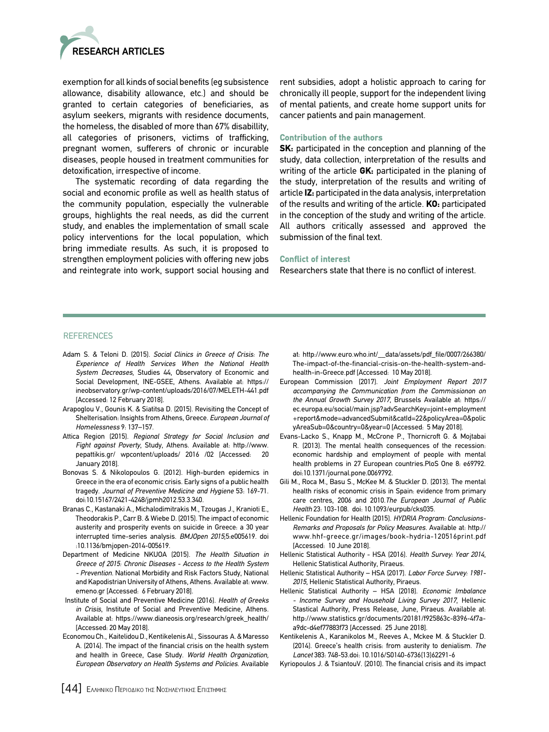exemption for all kinds of social benefits (eg subsistence allowance, disability allowance, etc.) and should be granted to certain categories of beneficiaries, as asylum seekers, migrants with residence documents, the homeless, the disabled of more than 67% disabillity, all categories of prisoners, victims of trafficking, pregnant women, sufferers of chronic or incurable diseases, people housed in treatment communities for detoxification, irrespective of income.

The systematic recording of data regarding the social and economic profile as well as health status of the community population, especially the vulnerable groups, highlights the real needs, as did the current study, and enables the implementation of small scale policy interventions for the local population, which bring immediate results. As such, it is proposed to strengthen employment policies with offering new jobs and reintegrate into work, support social housing and rent subsidies, adopt a holistic approach to caring for chronically ill people, support for the independent living of mental patients, and create home support units for cancer patients and pain management.

### Contribution of the authors

**SK:** participated in the conception and planning of the study, data collection, interpretation of the results and writing of the article **GK:** participated in the planing of the study, interpretation of the results and writing of article **IZ:** participated in the data analysis, interpretation of the results and writing of the article. **KO:** participated in the conception of the study and writing of the article. All authors critically assessed and approved the submission of the final text.

### Conflict of interest

Researchers state that there is no conflict of interest.

## REFERENCES

Adam S. & Teloni D. (2015). *Social Clinics in Greece of Crisis: The Experience of Health Services When the National Health System Decreases*, Studies 44, Observatory of Economic and Social Development, INE-GSEE, Athens. Available at: https://ineobservatory.gr/wp-content/uploads/2016/07/MELETH-441.pdf [Accessed: 12 February 2018].

Arapoglou V., Gounis K. & Siatitsa D. (2015). Revisiting the Concept of Shelterisation: Insights from Athens, Greece. *European Journal of Homelessness* 9: 137–157.

Attica Region (2015). *Regional Strategy for Social Inclusion and Fight against Poverty*, Study, Athens. Available at: http://www.pepattikis.gr/ wpcontent/uploads/ 2016 /02 [Accessed: 20 January 2018].

Bonovas S. & Nikolopoulos G. (2012). High-burden epidemics in Greece in the era of economic crisis. Early signs of a public health tragedy. *Journal of Preventive Medicine and Hygiene* 53: 169-71. doi:10.15167/2421-4248/jpmh2012.53.3.340.

Branas C., Kastanaki A., Michalodimitrakis M., Tzougas J., Kranioti E., Theodorakis P., Carr B. & Wiebe D. (2015). The impact of economic austerity and prosperity events on suicide in Greece: a 30 year interrupted time-series analysis. *BMJOpen 2015*;5:e005619. doi :10.1136/bmjopen-2014-005619.

Department of Medicine NKUOA (2015). *The Health Situation in Greece of 2015: Chronic Diseases - Access to the Health System - Prevention.* National Morbidity and Risk Factors Study, National and Kapodistrian University of Athens, Athens. Available at: www.emeno.gr [Accessed: 6 February 2018].

Institute of Social and Preventive Medicine (2016). *Health of Greeks in Crisis*, Institute of Social and Preventive Medicine, Athens. Available at: https://www.dianeosis.org/research/greek_health/ [Accessed: 20 May 2018].

Economou Ch., Kaitelidou D., Kentikelenis Al., Sissouras A. & Maresso A. (2014). The impact of the financial crisis on the health system and health in Greece, Case Study. *World Health Organization, European Observatory on Health Systems and Policies.* Available at: http://www.euro.who.int/__data/assets/pdf_file/0007/266380/The-impact-of-the-financial-crisis-on-the-health-system-and-health-in-Greece.pdf [Accessed: 10 May 2018].

European Commission (2017). *Joint Employment Report 2017 accompanying the Communication from the Commissionon on the Annual Growth Survey 2017*, Brussels Available at: https://ec.europa.eu/social/main.jsp?advSearchKey=joint+employment+report&mode=advancedSubmit&catId=22&policyArea=0&policyAreaSub=0&country=0&year=0 [Accessed: 5 May 2018].

Evans-Lacko S., Knapp M., McCrone P., Thornicroft G. & Mojtabai R. (2013). The mental health consequences of the recession: economic hardship and employment of people with mental health problems in 27 European countries.PloS One 8: e69792. doi:10.1371/journal.pone.0069792.

Gili M., Roca M., Basu S., McKee M. & Stuckler D. (2013). The mental health risks of economic crisis in Spain: evidence from primary care centres, 2006 and 2010.*The European Journal of Public Health* 23: 103-108. doi: 10.1093/eurpub/cks035.

Hellenic Foundation for Health (2015). *HYDRIA Program: Conclusions-Remarks and Proposals for Policy Measures.* Available at: http://www.hhf-greece.gr/images/book-hydria-120516print.pdf [Accessed: 10 June 2018].

Hellenic Statistical Authority - HSA (2016). *Health Survey: Year 2014*, Hellenic Statistical Authority, Piraeus.

Hellenic Statistical Authority – HSA (2017). *Labor Force Survey: 1981-2015*, Hellenic Statistical Authority, Piraeus.

Hellenic Statistical Authority – HSA (2018). *Economic Imbalance - Income Survey and Household Living Survey 2017*, Hellenic Stastical Authority, Press Release, June, Piraeus. Available at: http://www.statistics.gr/documents/20181/f925863c-8396-4f7a-a9dc-d4ef77883f73 [Accessed: 25 June 2018].

Kentikelenis A., Karanikolos M., Reeves A., Mckee M. & Stuckler D. (2014). Greece's health crisis: from austerity to denialism. *The Lancet* 383: 748-53.doi: 10.1016/S0140-6736(13)62291-6

Kyriopoulos J. & TsiantouV. (2010). The financial crisis and its impact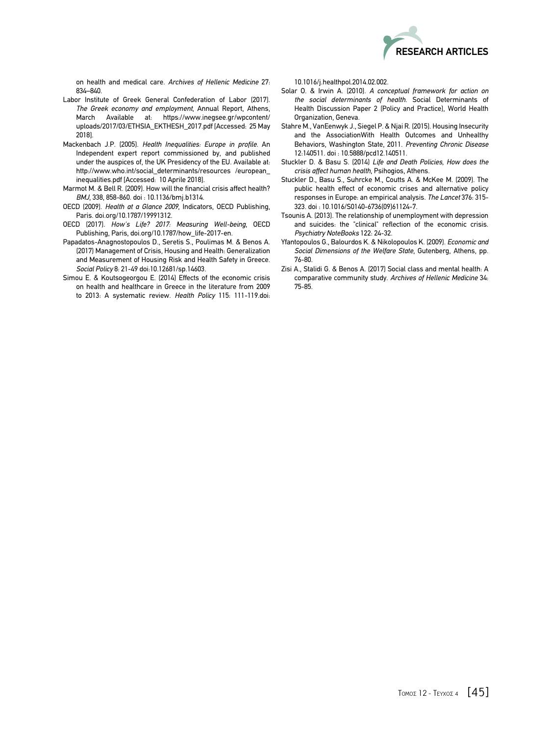on health and medical care. *Archives of Hellenic Medicine* 27: 834–840.

Labor Institute of Greek General Confederation of Labor (2017). *The Greek economy and employment*, Annual Report, Athens, March Available at: https://www.inegsee.gr/wpcontent/uploads/2017/03/ETHSIA_EKTHESH_2017.pdf [Accessed: 25 May 2018].

Mackenbach J.P. (2005). *Health Inequalities: Europe in profile*. An Independent expert report commissioned by, and published under the auspices of, the UK Presidency of the EU. Available at: http://www.who.int/social_determinants/resources /european_inequalities.pdf [Accessed: 10 Aprile 2018].

Marmot M. & Bell R. (2009). How will the financial crisis affect health? *BMJ*, 338, 858-860. doi : 10.1136/bmj.b1314.

OECD (2009). *Health at a Glance 2009*, Indicators, OECD Publishing, Paris. doi.org/10.1787/19991312.

OECD (2017). *How's Life? 2017: Measuring Well-being*, OECD Publishing, Paris, doi.org/10.1787/how_life-2017-en.

Papadatos-Anagnostopoulos D., Seretis S., Poulimas M. & Benos A. (2017) Management of Crisis, Housing and Health: Generalization and Measurement of Housing Risk and Health Safety in Greece. *Social Policy* 8: 21-49 doi:10.12681/sp.14603.

Simou E. & Koutsogeorgou E. (2014) Effects of the economic crisis on health and healthcare in Greece in the literature from 2009 to 2013: A systematic review. *Health Policy* 115: 111-119.doi: 10.1016/j.healthpol.2014.02.002.

Solar O. & Irwin A. (2010). *A conceptual framework for action on the social determinants of health*. Social Determinants of Health Discussion Paper 2 (Policy and Practice), World Health Organization, Geneva.

Stahre M., VanEenwyk J., Siegel P. & Njai R. (2015). Housing Insecurity and the AssociationWith Health Outcomes and Unhealthy Behaviors, Washington State, 2011. *Preventing Chronic Disease* 12:140511. doi : 10.5888/pcd12.140511.

Stuckler D. & Basu S. (2014) *Life and Death Policies, How does the crisis affect human health*, Psihogios, Athens.

Stuckler D., Basu S., Suhrcke M., Coutts A. & McKee M. (2009). The public health effect of economic crises and alternative policy responses in Europe: an empirical analysis. *The Lancet* 376: 315-323. doi : 10.1016/S0140-6736(09)61124-7.

Tsounis A. (2013). The relationship of unemployment with depression and suicides: the "clinical" reflection of the economic crisis. *Psychiatry NoteBooks* 122: 24-32.

Yfantopoulos G., Balourdos K. & Nikolopoulos K. (2009). *Economic and Social Dimensions of the Welfare State*, Gutenberg, Athens, pp. 76-80.

Zisi A., Stalidi G. & Benos A. (2017) Social class and mental health: A comparative community study. *Archives of Hellenic Medicine* 34: 75-85.